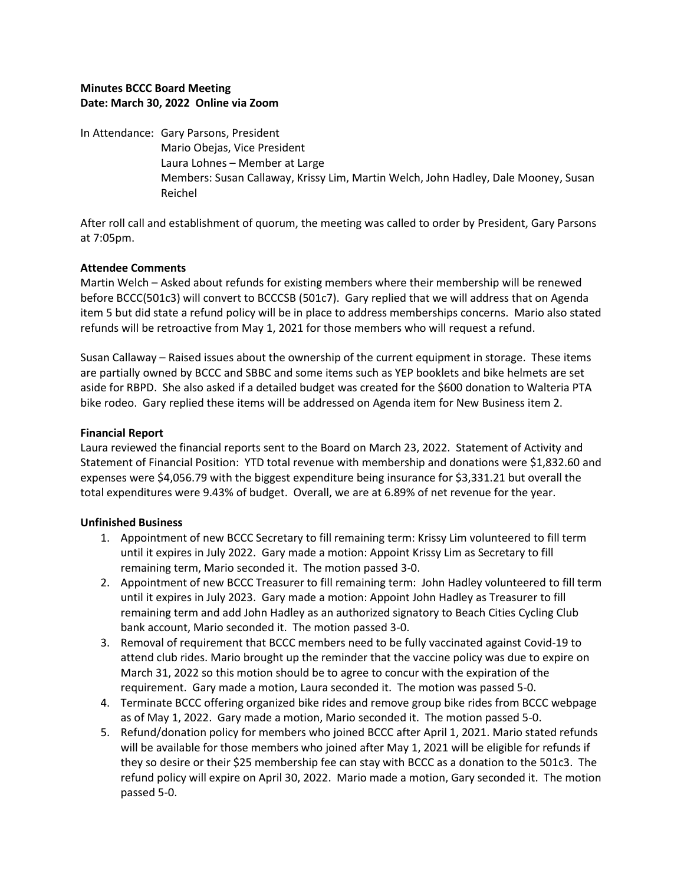**Minutes BCCC Board Meeting**
**Date: March 30, 2022 Online via Zoom**

In Attendance: Gary Parsons, President
Mario Obejas, Vice President
Laura Lohnes – Member at Large
Members: Susan Callaway, Krissy Lim, Martin Welch, John Hadley, Dale Mooney, Susan Reichel

After roll call and establishment of quorum, the meeting was called to order by President, Gary Parsons at 7:05pm.

**Attendee Comments**

Martin Welch – Asked about refunds for existing members where their membership will be renewed before BCCC(501c3) will convert to BCCCSB (501c7). Gary replied that we will address that on Agenda item 5 but did state a refund policy will be in place to address memberships concerns. Mario also stated refunds will be retroactive from May 1, 2021 for those members who will request a refund.

Susan Callaway – Raised issues about the ownership of the current equipment in storage. These items are partially owned by BCCC and SBBC and some items such as YEP booklets and bike helmets are set aside for RBPD. She also asked if a detailed budget was created for the $600 donation to Walteria PTA bike rodeo. Gary replied these items will be addressed on Agenda item for New Business item 2.

**Financial Report**

Laura reviewed the financial reports sent to the Board on March 23, 2022. Statement of Activity and Statement of Financial Position: YTD total revenue with membership and donations were $1,832.60 and expenses were $4,056.79 with the biggest expenditure being insurance for $3,331.21 but overall the total expenditures were 9.43% of budget. Overall, we are at 6.89% of net revenue for the year.

**Unfinished Business**

1. Appointment of new BCCC Secretary to fill remaining term: Krissy Lim volunteered to fill term until it expires in July 2022. Gary made a motion: Appoint Krissy Lim as Secretary to fill remaining term, Mario seconded it. The motion passed 3-0.
2. Appointment of new BCCC Treasurer to fill remaining term: John Hadley volunteered to fill term until it expires in July 2023. Gary made a motion: Appoint John Hadley as Treasurer to fill remaining term and add John Hadley as an authorized signatory to Beach Cities Cycling Club bank account, Mario seconded it. The motion passed 3-0.
3. Removal of requirement that BCCC members need to be fully vaccinated against Covid-19 to attend club rides. Mario brought up the reminder that the vaccine policy was due to expire on March 31, 2022 so this motion should be to agree to concur with the expiration of the requirement. Gary made a motion, Laura seconded it. The motion was passed 5-0.
4. Terminate BCCC offering organized bike rides and remove group bike rides from BCCC webpage as of May 1, 2022. Gary made a motion, Mario seconded it. The motion passed 5-0.
5. Refund/donation policy for members who joined BCCC after April 1, 2021. Mario stated refunds will be available for those members who joined after May 1, 2021 will be eligible for refunds if they so desire or their $25 membership fee can stay with BCCC as a donation to the 501c3. The refund policy will expire on April 30, 2022. Mario made a motion, Gary seconded it. The motion passed 5-0.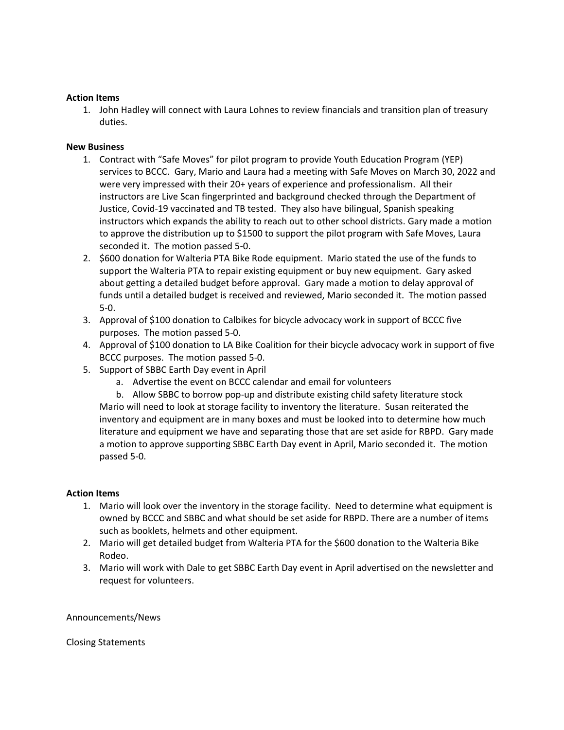**Action Items**

1. John Hadley will connect with Laura Lohnes to review financials and transition plan of treasury duties.

**New Business**

1. Contract with "Safe Moves" for pilot program to provide Youth Education Program (YEP) services to BCCC. Gary, Mario and Laura had a meeting with Safe Moves on March 30, 2022 and were very impressed with their 20+ years of experience and professionalism. All their instructors are Live Scan fingerprinted and background checked through the Department of Justice, Covid-19 vaccinated and TB tested. They also have bilingual, Spanish speaking instructors which expands the ability to reach out to other school districts. Gary made a motion to approve the distribution up to $1500 to support the pilot program with Safe Moves, Laura seconded it. The motion passed 5-0.
2. $600 donation for Walteria PTA Bike Rode equipment. Mario stated the use of the funds to support the Walteria PTA to repair existing equipment or buy new equipment. Gary asked about getting a detailed budget before approval. Gary made a motion to delay approval of funds until a detailed budget is received and reviewed, Mario seconded it. The motion passed 5-0.
3. Approval of $100 donation to Calbikes for bicycle advocacy work in support of BCCC five purposes. The motion passed 5-0.
4. Approval of $100 donation to LA Bike Coalition for their bicycle advocacy work in support of five BCCC purposes. The motion passed 5-0.
5. Support of SBBC Earth Day event in April
   a. Advertise the event on BCCC calendar and email for volunteers
   b. Allow SBBC to borrow pop-up and distribute existing child safety literature stock

   Mario will need to look at storage facility to inventory the literature. Susan reiterated the inventory and equipment are in many boxes and must be looked into to determine how much literature and equipment we have and separating those that are set aside for RBPD. Gary made a motion to approve supporting SBBC Earth Day event in April, Mario seconded it. The motion passed 5-0.

**Action Items**

1. Mario will look over the inventory in the storage facility. Need to determine what equipment is owned by BCCC and SBBC and what should be set aside for RBPD. There are a number of items such as booklets, helmets and other equipment.
2. Mario will get detailed budget from Walteria PTA for the $600 donation to the Walteria Bike Rodeo.
3. Mario will work with Dale to get SBBC Earth Day event in April advertised on the newsletter and request for volunteers.

Announcements/News

Closing Statements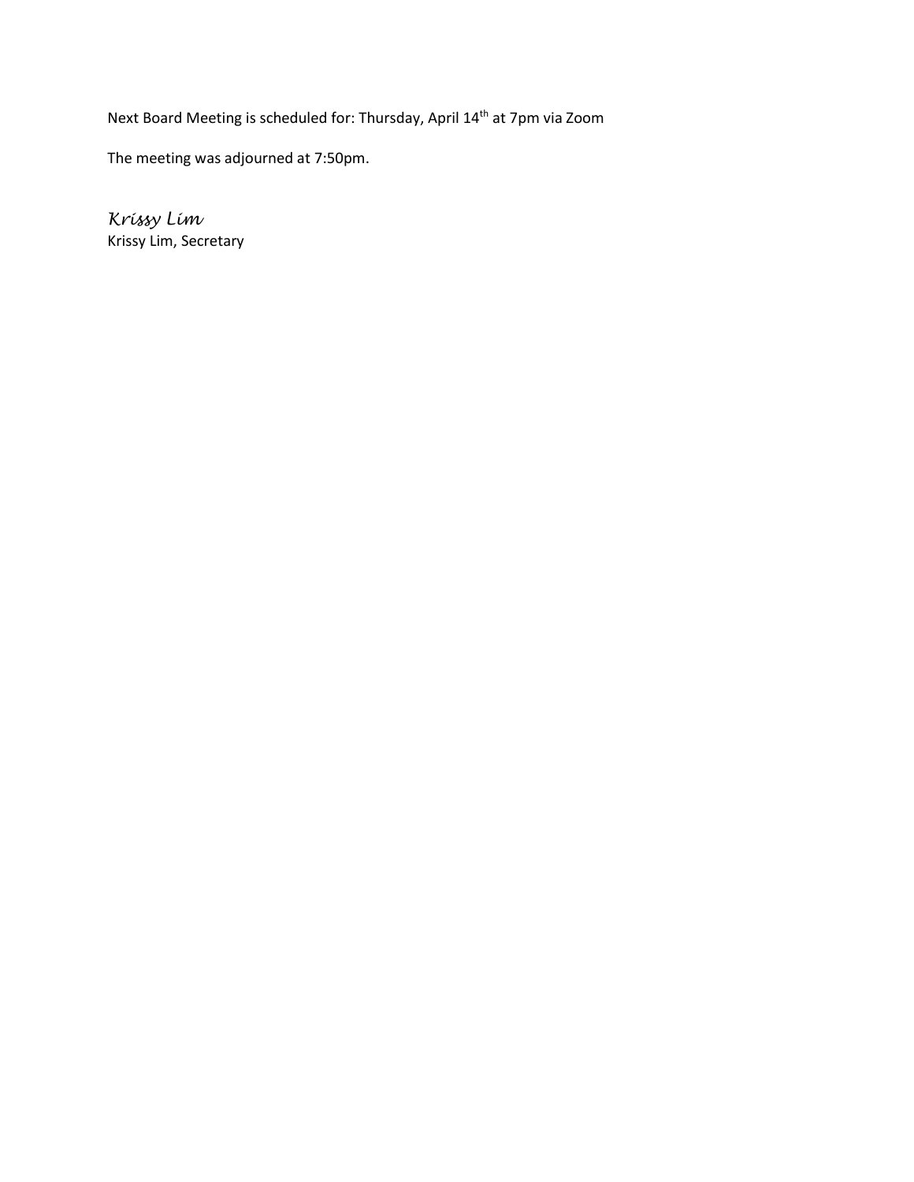Next Board Meeting is scheduled for: Thursday, April 14th at 7pm via Zoom

The meeting was adjourned at 7:50pm.

*Krissy Lim*
Krissy Lim, Secretary